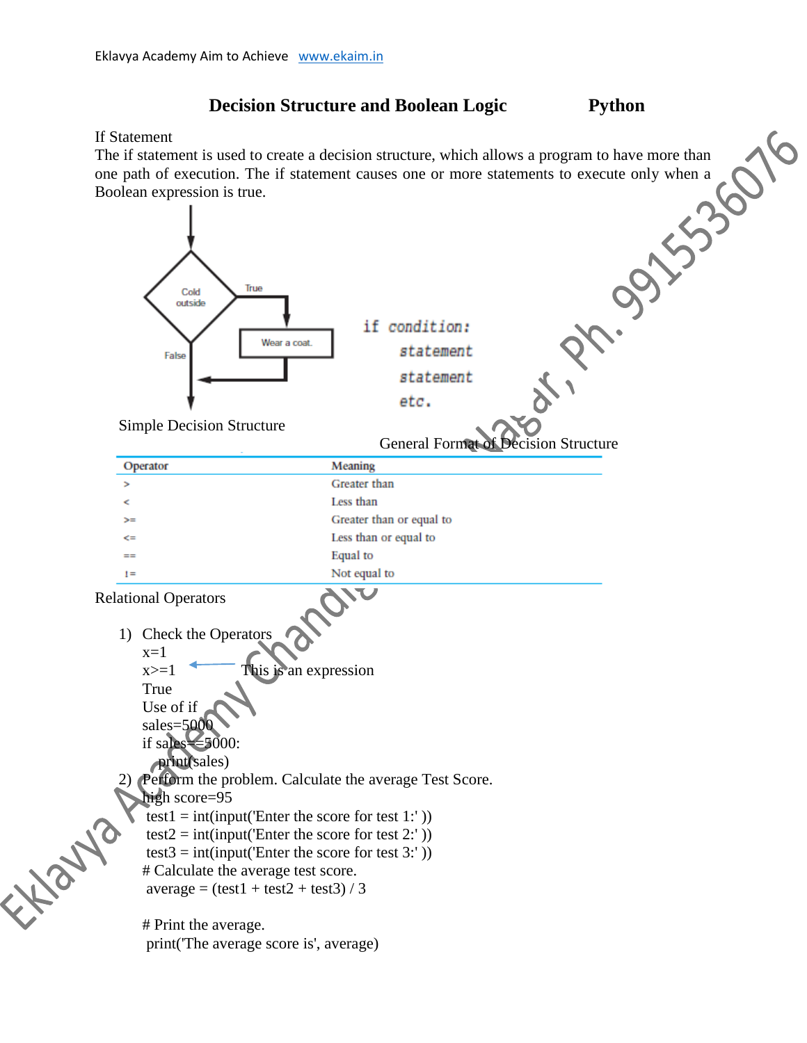# Decision Structure and Boolean Logic Python

If Statement

The if statement is used to create a decision structure, which allows a program to have more than one path of execution. The if statement causes one or more statements to execute only when a Boolean expression is true.

Cold outside — True → Wear a coat.
False

Simple Decision Structure

```
if condition:
    statement
    statement
    etc.
```

General Format of Decision Structure

| Operator | Meaning |
|---|---|
| > | Greater than |
| < | Less than |
| >= | Greater than or equal to |
| <= | Less than or equal to |
| == | Equal to |
| != | Not equal to |

Relational Operators

1) Check the Operators
   x=1
   x>=1 ← This is an expression
   True
   Use of if
   sales=5000
   if sales==5000:
       print(sales)
2) Perform the problem. Calculate the average Test Score.
   high score=95

```
test1 = int(input('Enter the score for test 1:' ))
test2 = int(input('Enter the score for test 2:' ))
test3 = int(input('Enter the score for test 3:' ))
# Calculate the average test score.
average = (test1 + test2 + test3) / 3

# Print the average.
print('The average score is', average)
```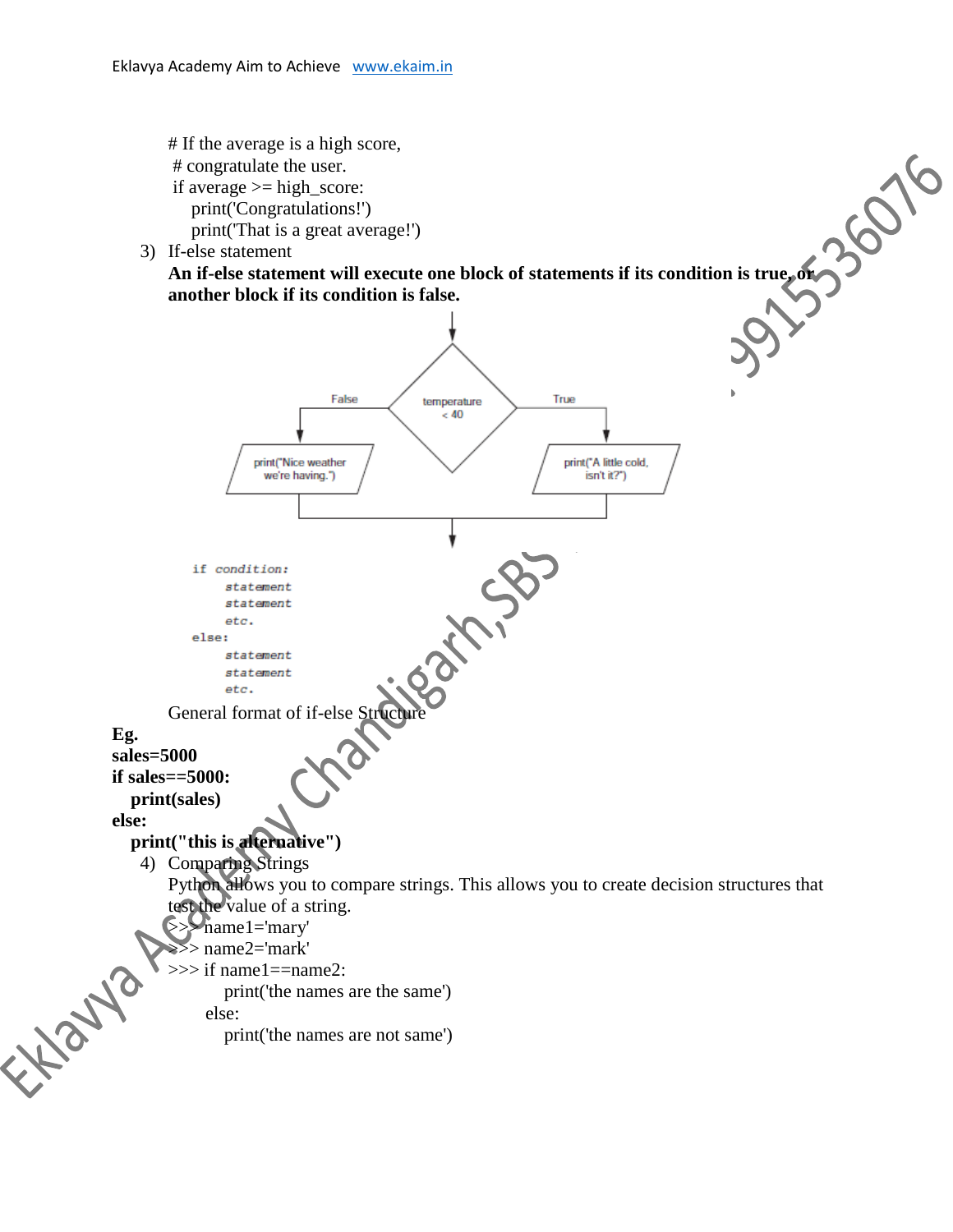```
# If the average is a high score,
# congratulate the user.
if average >= high_score:
    print('Congratulations!')
    print('That is a great average!')
```

3) If-else statement

**An if-else statement will execute one block of statements if its condition is true, or another block if its condition is false.**

```
if condition:
    statement
    statement
    etc.
else:
    statement
    statement
    etc.
```

General format of if-else Structure

**Eg.**

```
sales=5000
if sales==5000:
   print(sales)
else:
   print("this is alternative")
```

4) Comparing Strings

Python allows you to compare strings. This allows you to create decision structures that test the value of a string.

```
>>> name1='mary'
>>> name2='mark'
>>> if name1==name2:
        print('the names are the same')
    else:
        print('the names are not same')
```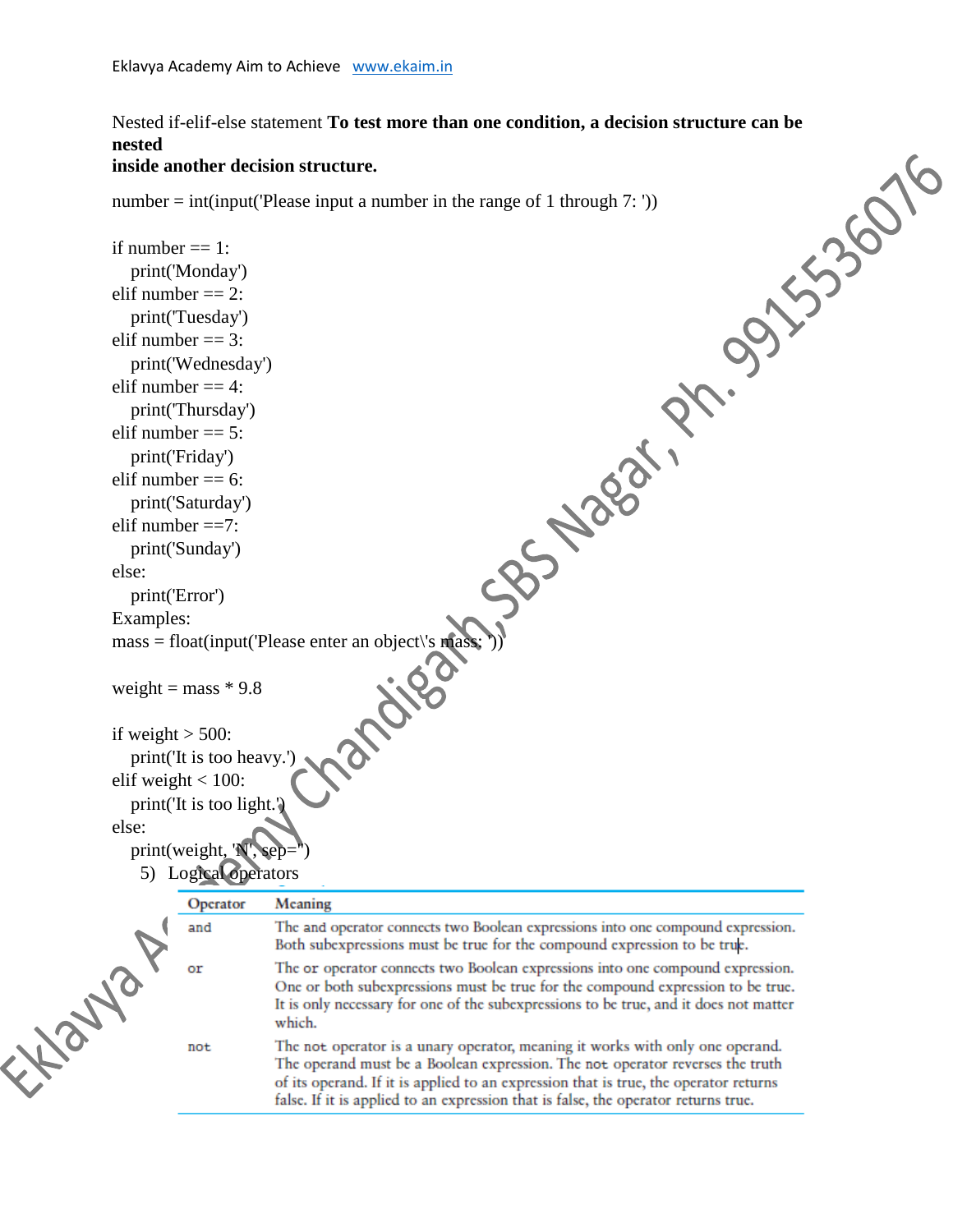Nested if-elif-else statement **To test more than one condition, a decision structure can be nested inside another decision structure.**

```
number = int(input('Please input a number in the range of 1 through 7: '))

if number == 1:
   print('Monday')
elif number == 2:
   print('Tuesday')
elif number == 3:
   print('Wednesday')
elif number == 4:
   print('Thursday')
elif number == 5:
   print('Friday')
elif number == 6:
   print('Saturday')
elif number ==7:
   print('Sunday')
else:
   print('Error')
```

Examples:

```
mass = float(input('Please enter an object\'s mass: '))

weight = mass * 9.8

if weight > 500:
   print('It is too heavy.')
elif weight < 100:
   print('It is too light.')
else:
   print(weight, 'N', sep='')
```

5) Logical operators

| Operator | Meaning |
|---|---|
| and | The and operator connects two Boolean expressions into one compound expression. Both subexpressions must be true for the compound expression to be true. |
| or | The or operator connects two Boolean expressions into one compound expression. One or both subexpressions must be true for the compound expression to be true. It is only necessary for one of the subexpressions to be true, and it does not matter which. |
| not | The not operator is a unary operator, meaning it works with only one operand. The operand must be a Boolean expression. The not operator reverses the truth of its operand. If it is applied to an expression that is true, the operator returns false. If it is applied to an expression that is false, the operator returns true. |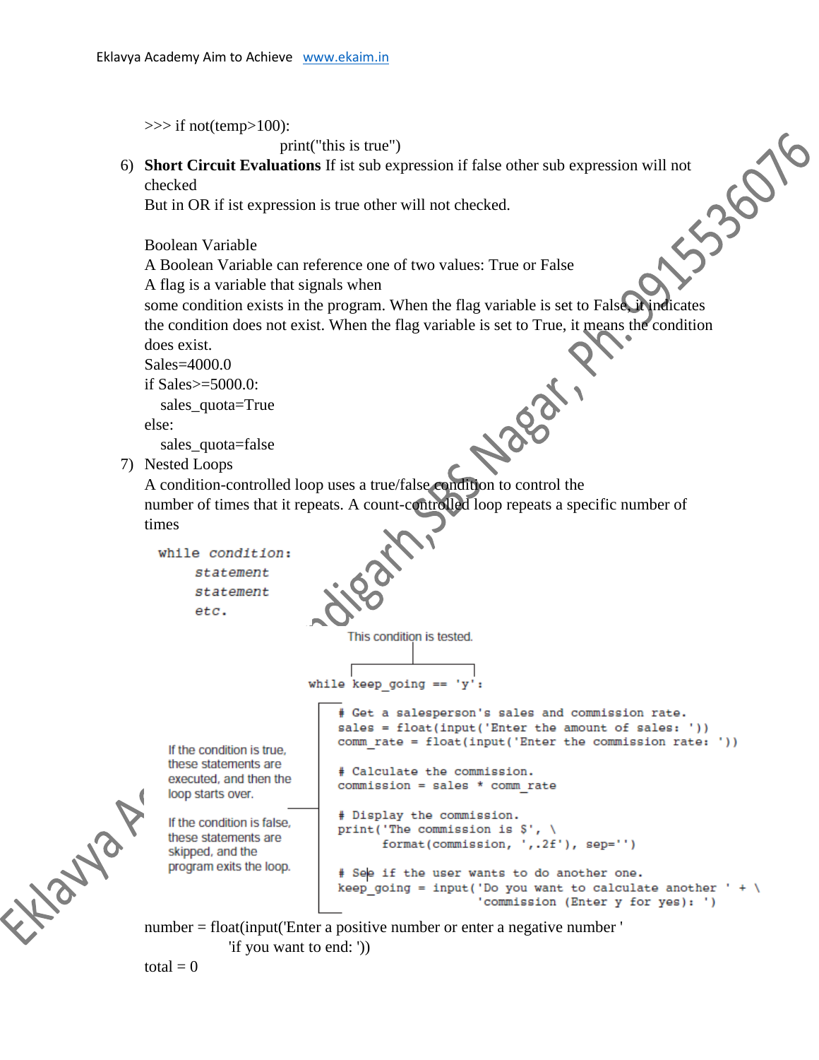```
>>> if not(temp>100):
        print("this is true")
```

6) **Short Circuit Evaluations** If ist sub expression if false other sub expression will not checked
   But in OR if ist expression is true other will not checked.

   Boolean Variable
   A Boolean Variable can reference one of two values: True or False
   A flag is a variable that signals when
   some condition exists in the program. When the flag variable is set to False, it indicates the condition does not exist. When the flag variable is set to True, it means the condition does exist.

```
Sales=4000.0
if Sales>=5000.0:
   sales_quota=True
else:
   sales_quota=false
```

7) Nested Loops
   A condition-controlled loop uses a true/false condition to control the number of times that it repeats. A count-controlled loop repeats a specific number of times

```
while condition:
    statement
    statement
    etc.
```

This condition is tested.

```
while keep_going == 'y':
    # Get a salesperson's sales and commission rate.
    sales = float(input('Enter the amount of sales: '))
    comm_rate = float(input('Enter the commission rate: '))

    # Calculate the commission.
    commission = sales * comm_rate

    # Display the commission.
    print('The commission is $', \
          format(commission, ',.2f'), sep='')

    # See if the user wants to do another one.
    keep_going = input('Do you want to calculate another ' + \
                       'commission (Enter y for yes): ')
```

If the condition is true, these statements are executed, and then the loop starts over.

If the condition is false, these statements are skipped, and the program exits the loop.

```
number = float(input('Enter a positive number or enter a negative number '
                'if you want to end: '))
total = 0
```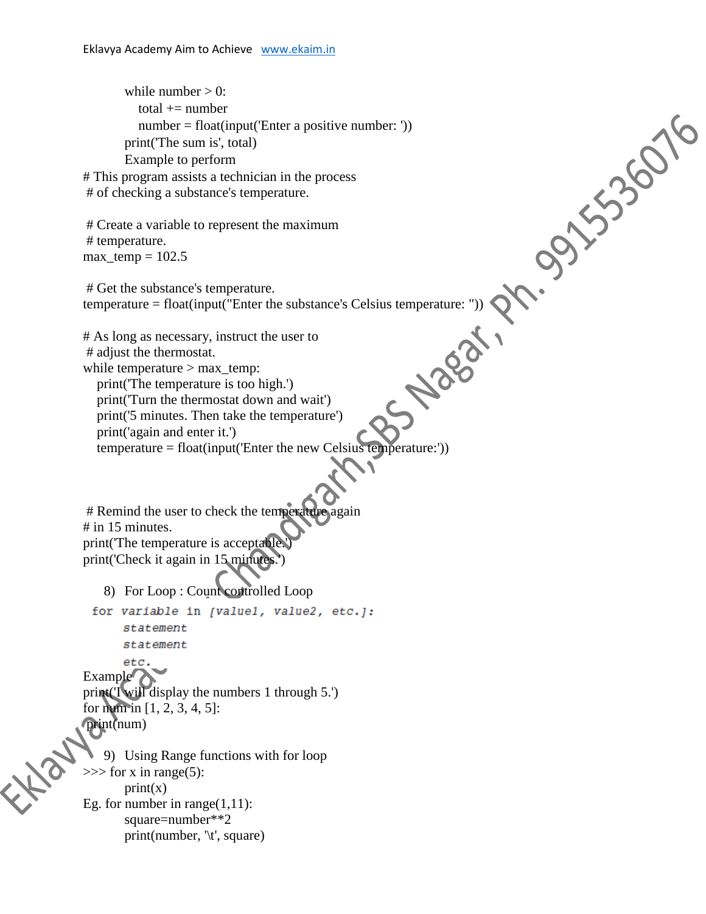```
while number > 0:
    total += number
    number = float(input('Enter a positive number: '))
print('The sum is', total)
```

Example to perform

```
# This program assists a technician in the process
# of checking a substance's temperature.

# Create a variable to represent the maximum
# temperature.
max_temp = 102.5

# Get the substance's temperature.
temperature = float(input("Enter the substance's Celsius temperature: "))

# As long as necessary, instruct the user to
# adjust the thermostat.
while temperature > max_temp:
    print('The temperature is too high.')
    print('Turn the thermostat down and wait')
    print('5 minutes. Then take the temperature')
    print('again and enter it.')
    temperature = float(input('Enter the new Celsius temperature:'))



# Remind the user to check the temperature again
# in 15 minutes.
print('The temperature is acceptable.')
print('Check it again in 15 minutes.')
```

8) For Loop : Count controlled Loop

```
for variable in [value1, value2, etc.]:
    statement
    statement
    etc.
```

Example

```
print('I will display the numbers 1 through 5.')
for num in [1, 2, 3, 4, 5]:
    print(num)
```

9) Using Range functions with for loop

```
>>> for x in range(5):
        print(x)
```

Eg.

```
for number in range(1,11):
    square=number**2
    print(number, '\t', square)
```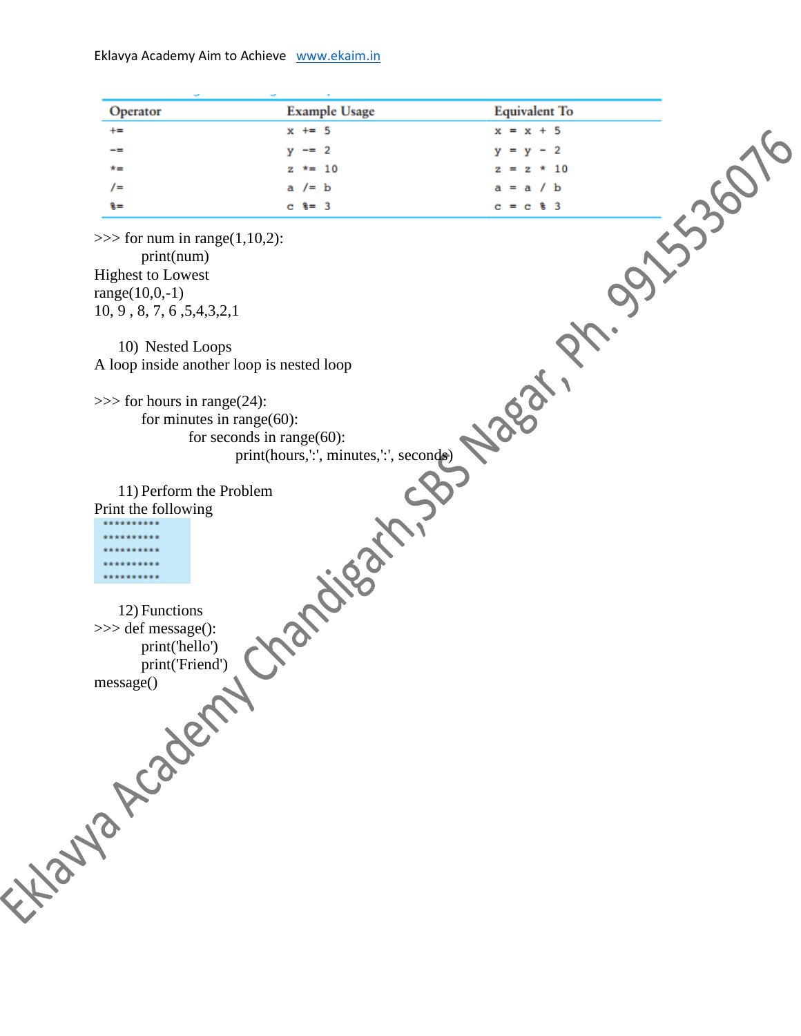| Operator | Example Usage | Equivalent To |
|---|---|---|
| += | x += 5 | x = x + 5 |
| -= | y -= 2 | y = y - 2 |
| *= | z *= 10 | z = z * 10 |
| /= | a /= b | a = a / b |
| %= | c %= 3 | c = c % 3 |

```
>>> for num in range(1,10,2):
        print(num)
```

Highest to Lowest

range(10,0,-1)

10, 9 , 8, 7, 6 ,5,4,3,2,1

10) Nested Loops

A loop inside another loop is nested loop

```
>>> for hours in range(24):
        for minutes in range(60):
                for seconds in range(60):
                        print(hours,':', minutes,':', seconds)
```

11) Perform the Problem

Print the following

```
**********
**********
**********
**********
**********
```

12) Functions

```
>>> def message():
        print('hello')
        print('Friend')
message()
```